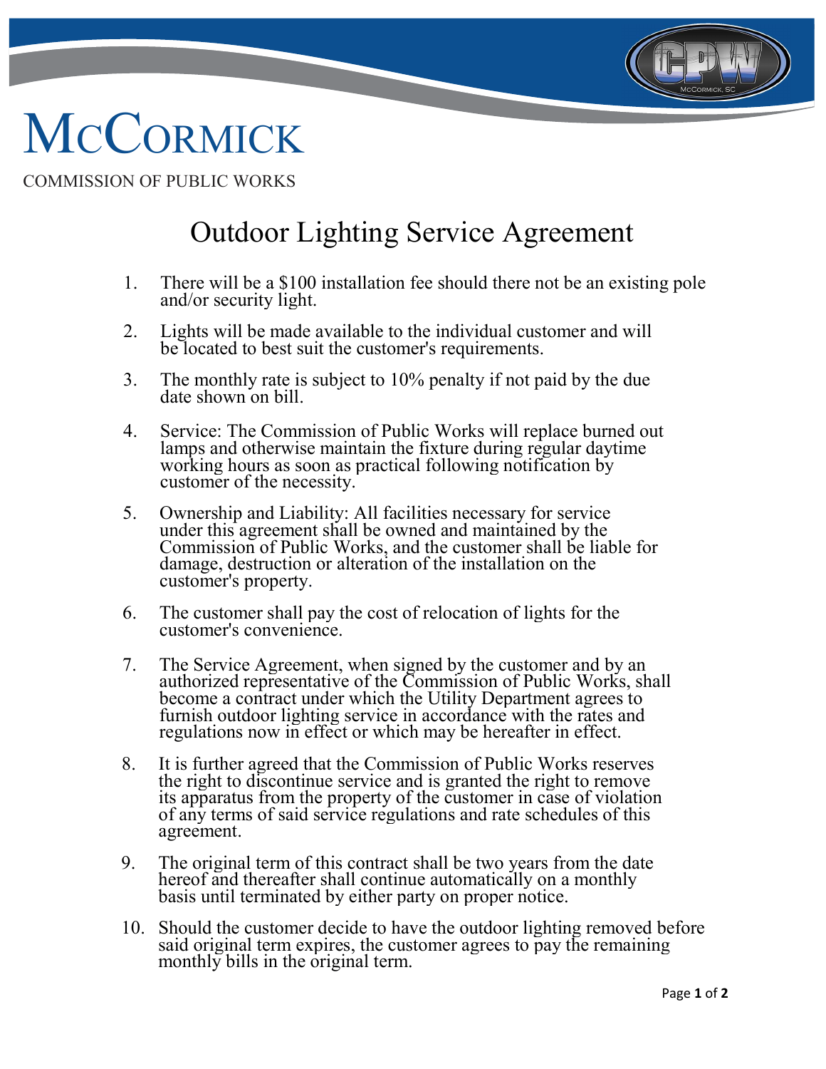# McCormick

COMMISSION OF PUBLIC WORKS

## Outdoor Lighting Service Agreement

1. There will be a $100 installation fee should there not be an existing pole and/or security light.

2. Lights will be made available to the individual customer and will be located to best suit the customer's requirements.

3. The monthly rate is subject to 10% penalty if not paid by the due date shown on bill.

4. Service: The Commission of Public Works will replace burned out lamps and otherwise maintain the fixture during regular daytime working hours as soon as practical following notification by customer of the necessity.

5. Ownership and Liability: All facilities necessary for service under this agreement shall be owned and maintained by the Commission of Public Works, and the customer shall be liable for damage, destruction or alteration of the installation on the customer's property.

6. The customer shall pay the cost of relocation of lights for the customer's convenience.

7. The Service Agreement, when signed by the customer and by an authorized representative of the Commission of Public Works, shall become a contract under which the Utility Department agrees to furnish outdoor lighting service in accordance with the rates and regulations now in effect or which may be hereafter in effect.

8. It is further agreed that the Commission of Public Works reserves the right to discontinue service and is granted the right to remove its apparatus from the property of the customer in case of violation of any terms of said service regulations and rate schedules of this agreement.

9. The original term of this contract shall be two years from the date hereof and thereafter shall continue automatically on a monthly basis until terminated by either party on proper notice.

10. Should the customer decide to have the outdoor lighting removed before said original term expires, the customer agrees to pay the remaining monthly bills in the original term.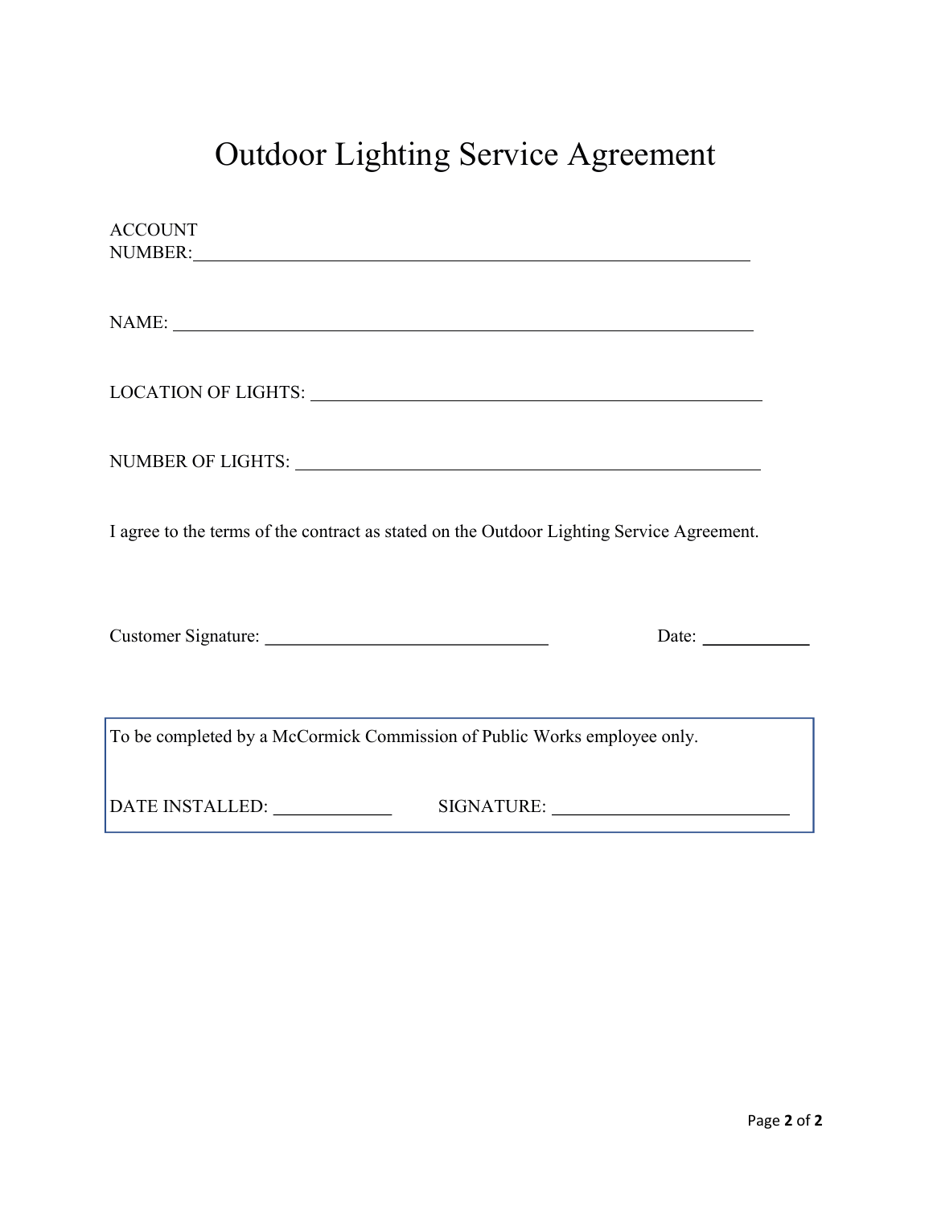# Outdoor Lighting Service Agreement

ACCOUNT NUMBER: ______________________________________________________________

NAME: ______________________________________________________________

LOCATION OF LIGHTS: ____________________________________________________

NUMBER OF LIGHTS: _____________________________________________________

I agree to the terms of the contract as stated on the Outdoor Lighting Service Agreement.

Customer Signature: ______________________________ Date: __________

To be completed by a McCormick Commission of Public Works employee only.

DATE INSTALLED: ____________ SIGNATURE: ________________________